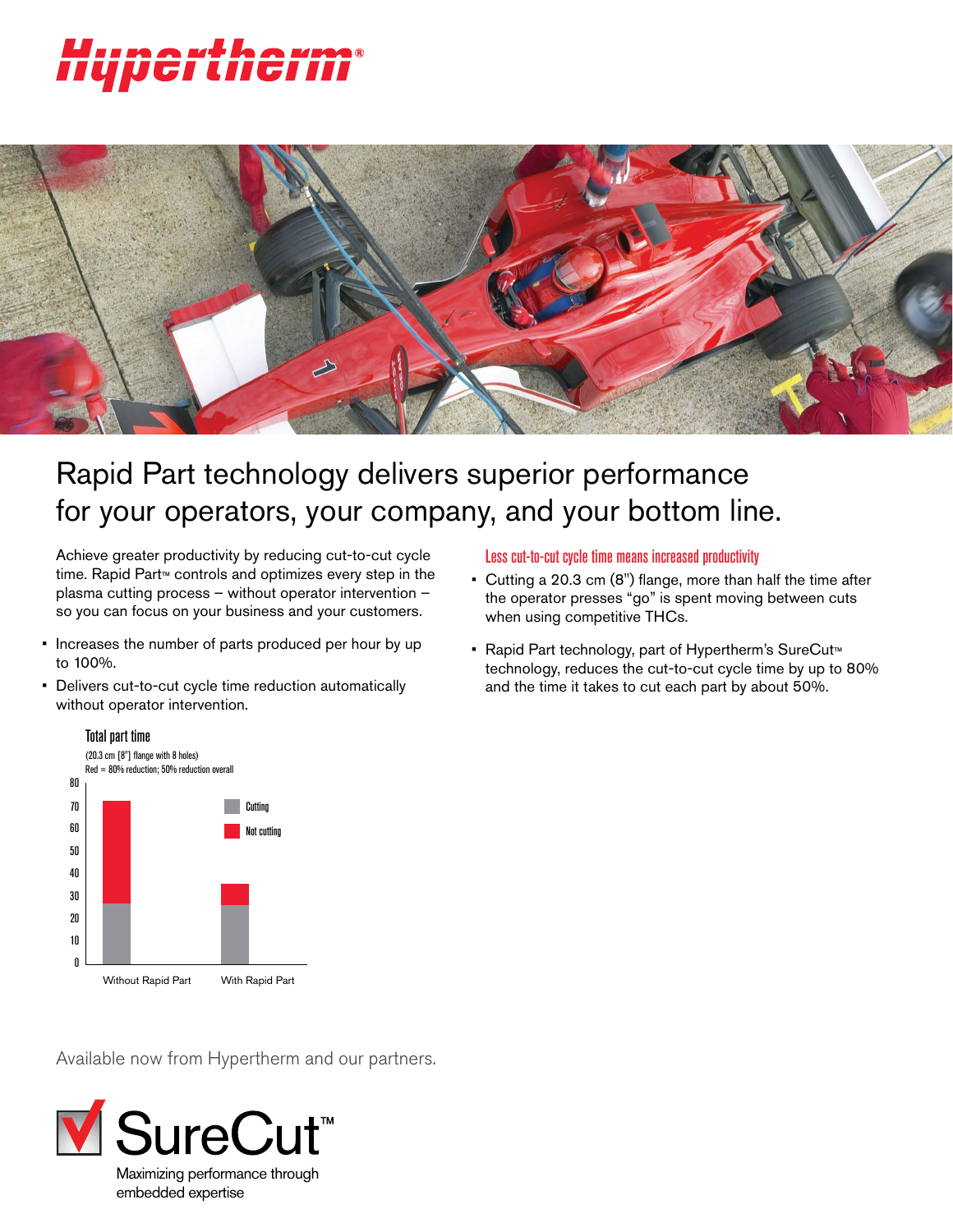# Hypertherm®

## Rapid Part technology delivers superior performance for your operators, your company, and your bottom line.

Achieve greater productivity by reducing cut-to-cut cycle time. Rapid Part™ controls and optimizes every step in the plasma cutting process – without operator intervention – so you can focus on your business and your customers.

- Increases the number of parts produced per hour by up to 100%.
- Delivers cut-to-cut cycle time reduction automatically without operator intervention.

**Total part time**

(20.3 cm [8"] flange with 8 holes)
Red = 80% reduction; 50% reduction overall

| | Cutting | Not cutting |
|---|---|---|
| Without Rapid Part | ~27 | ~45 |
| With Rapid Part | ~26 | ~9 |

### Less cut-to-cut cycle time means increased productivity

- Cutting a 20.3 cm (8") flange, more than half the time after the operator presses "go" is spent moving between cuts when using competitive THCs.
- Rapid Part technology, part of Hypertherm's SureCut™ technology, reduces the cut-to-cut cycle time by up to 80% and the time it takes to cut each part by about 50%.

Available now from Hypertherm and our partners.

**SureCut™**
Maximizing performance through embedded expertise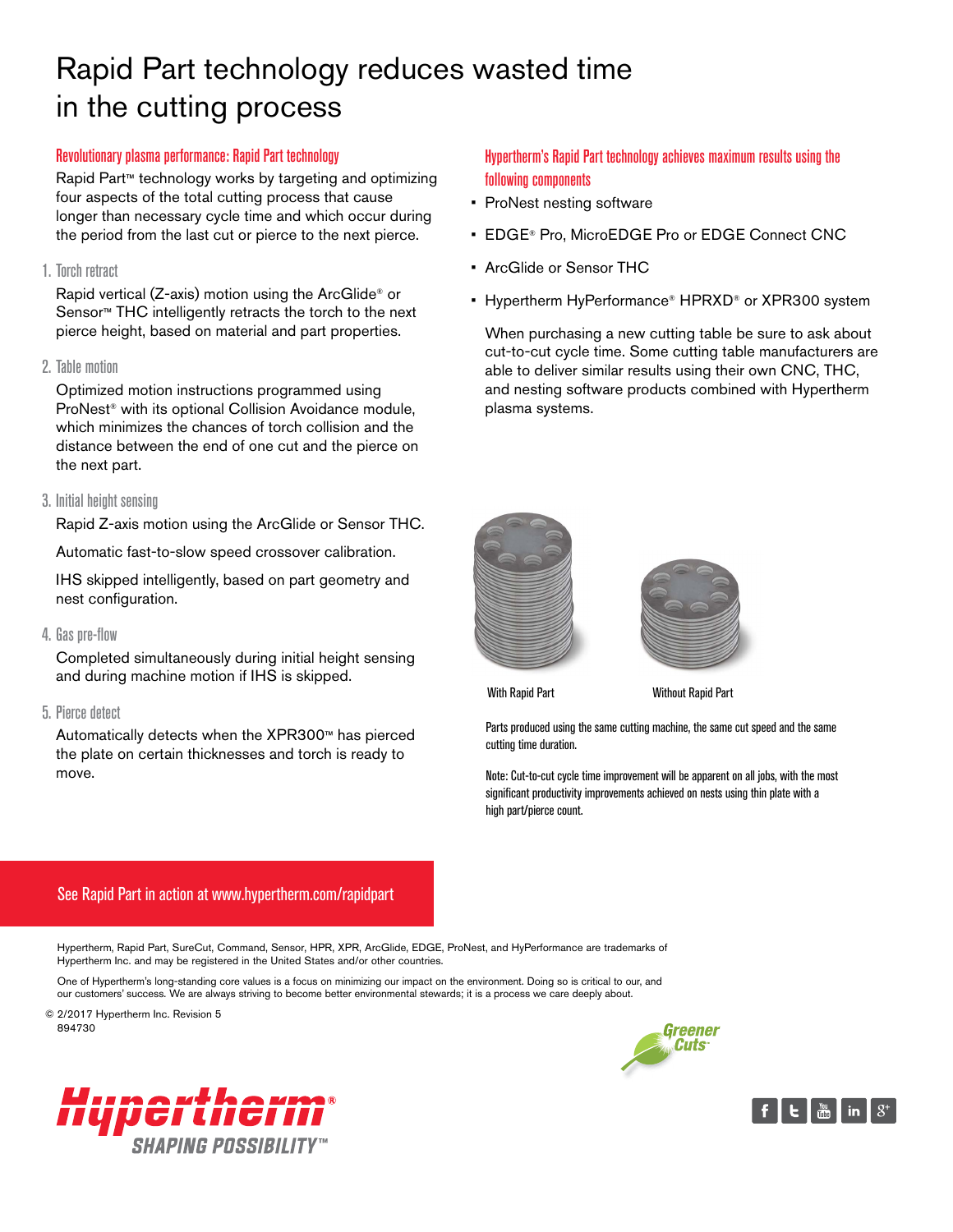# Rapid Part technology reduces wasted time in the cutting process

## Revolutionary plasma performance: Rapid Part technology

Rapid Part™ technology works by targeting and optimizing four aspects of the total cutting process that cause longer than necessary cycle time and which occur during the period from the last cut or pierce to the next pierce.

### 1. Torch retract

Rapid vertical (Z-axis) motion using the ArcGlide® or Sensor™ THC intelligently retracts the torch to the next pierce height, based on material and part properties.

### 2. Table motion

Optimized motion instructions programmed using ProNest® with its optional Collision Avoidance module, which minimizes the chances of torch collision and the distance between the end of one cut and the pierce on the next part.

### 3. Initial height sensing

Rapid Z-axis motion using the ArcGlide or Sensor THC.

Automatic fast-to-slow speed crossover calibration.

IHS skipped intelligently, based on part geometry and nest configuration.

### 4. Gas pre-flow

Completed simultaneously during initial height sensing and during machine motion if IHS is skipped.

### 5. Pierce detect

Automatically detects when the XPR300™ has pierced the plate on certain thicknesses and torch is ready to move.

## Hypertherm's Rapid Part technology achieves maximum results using the following components

- ProNest nesting software
- EDGE® Pro, MicroEDGE Pro or EDGE Connect CNC
- ArcGlide or Sensor THC
- Hypertherm HyPerformance® HPRXD® or XPR300 system

When purchasing a new cutting table be sure to ask about cut-to-cut cycle time. Some cutting table manufacturers are able to deliver similar results using their own CNC, THC, and nesting software products combined with Hypertherm plasma systems.

With Rapid Part

Without Rapid Part

Parts produced using the same cutting machine, the same cut speed and the same cutting time duration.

Note: Cut-to-cut cycle time improvement will be apparent on all jobs, with the most significant productivity improvements achieved on nests using thin plate with a high part/pierce count.

See Rapid Part in action at www.hypertherm.com/rapidpart

Hypertherm, Rapid Part, SureCut, Command, Sensor, HPR, XPR, ArcGlide, EDGE, ProNest, and HyPerformance are trademarks of Hypertherm Inc. and may be registered in the United States and/or other countries.

One of Hypertherm's long-standing core values is a focus on minimizing our impact on the environment. Doing so is critical to our, and our customers' success. We are always striving to become better environmental stewards; it is a process we care deeply about.

© 2/2017 Hypertherm Inc. Revision 5
894730

Greener Cuts™

Hypertherm® SHAPING POSSIBILITY™